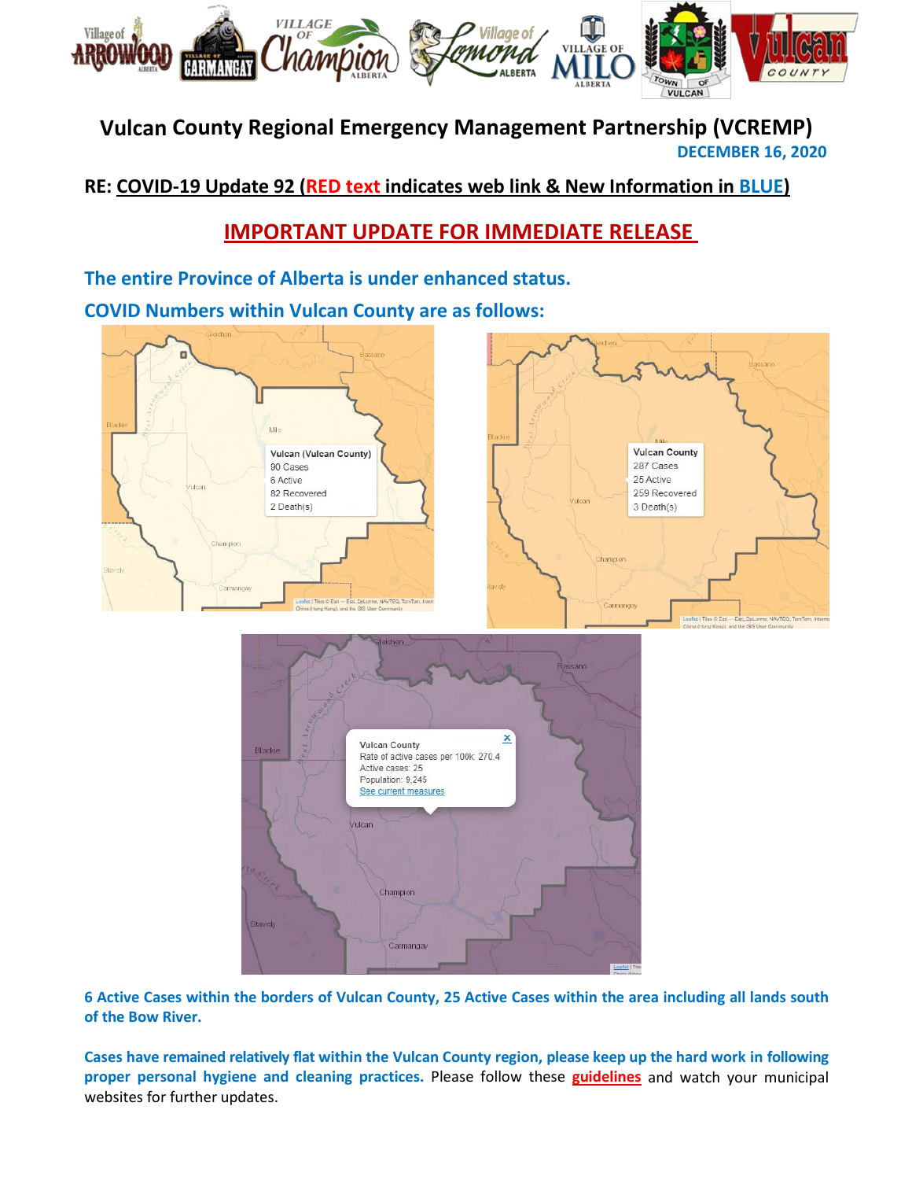# Vulcan County Regional Emergency Management Partnership (VCREMP)

**DECEMBER 16, 2020**

**RE: COVID-19 Update 92 (RED text indicates web link & New Information in BLUE)**

## IMPORTANT UPDATE FOR IMMEDIATE RELEASE

**The entire Province of Alberta is under enhanced status.**

**COVID Numbers within Vulcan County are as follows:**

Vulcan (Vulcan County)
90 Cases
6 Active
82 Recovered
2 Death(s)

Vulcan County
287 Cases
25 Active
259 Recovered
3 Death(s)

Vulcan County
Rate of active cases per 100k: 270.4
Active cases: 25
Population: 9,245
See current measures

**6 Active Cases within the borders of Vulcan County, 25 Active Cases within the area including all lands south of the Bow River.**

**Cases have remained relatively flat within the Vulcan County region, please keep up the hard work in following proper personal hygiene and cleaning practices.** Please follow these guidelines and watch your municipal websites for further updates.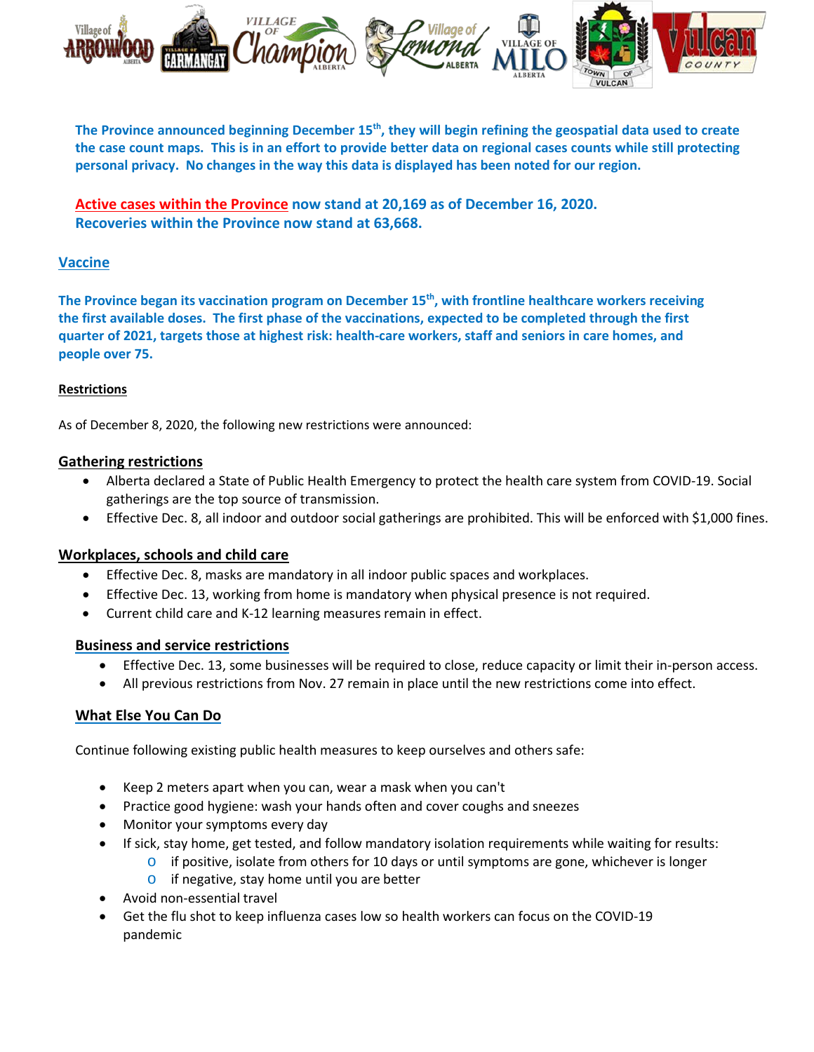**The Province announced beginning December 15th, they will begin refining the geospatial data used to create the case count maps. This is in an effort to provide better data on regional cases counts while still protecting personal privacy. No changes in the way this data is displayed has been noted for our region.**

**Active cases within the Province now stand at 20,169 as of December 16, 2020.**
**Recoveries within the Province now stand at 63,668.**

## Vaccine

**The Province began its vaccination program on December 15th, with frontline healthcare workers receiving the first available doses. The first phase of the vaccinations, expected to be completed through the first quarter of 2021, targets those at highest risk: health-care workers, staff and seniors in care homes, and people over 75.**

### Restrictions

As of December 8, 2020, the following new restrictions were announced:

### Gathering restrictions

- Alberta declared a State of Public Health Emergency to protect the health care system from COVID-19. Social gatherings are the top source of transmission.
- Effective Dec. 8, all indoor and outdoor social gatherings are prohibited. This will be enforced with $1,000 fines.

### Workplaces, schools and child care

- Effective Dec. 8, masks are mandatory in all indoor public spaces and workplaces.
- Effective Dec. 13, working from home is mandatory when physical presence is not required.
- Current child care and K-12 learning measures remain in effect.

### Business and service restrictions

- Effective Dec. 13, some businesses will be required to close, reduce capacity or limit their in-person access.
- All previous restrictions from Nov. 27 remain in place until the new restrictions come into effect.

### What Else You Can Do

Continue following existing public health measures to keep ourselves and others safe:

- Keep 2 meters apart when you can, wear a mask when you can't
- Practice good hygiene: wash your hands often and cover coughs and sneezes
- Monitor your symptoms every day
- If sick, stay home, get tested, and follow mandatory isolation requirements while waiting for results:
  - if positive, isolate from others for 10 days or until symptoms are gone, whichever is longer
  - if negative, stay home until you are better
- Avoid non-essential travel
- Get the flu shot to keep influenza cases low so health workers can focus on the COVID-19 pandemic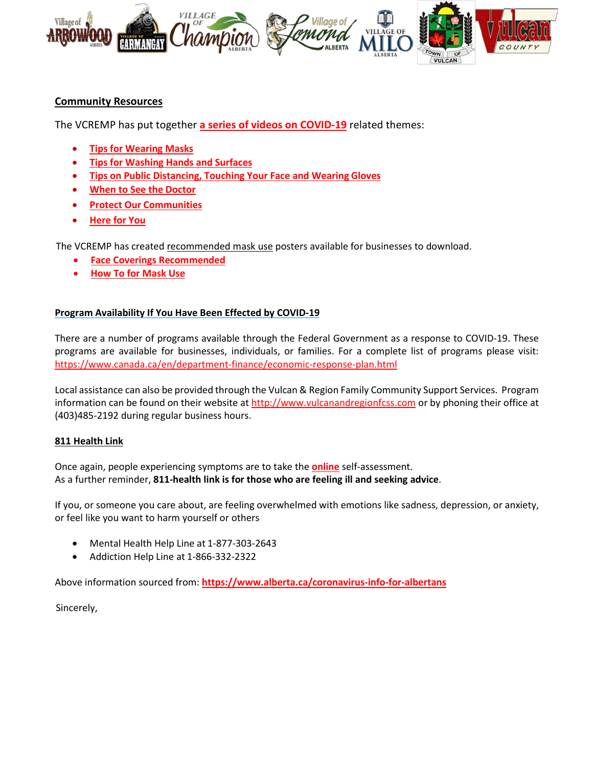## Community Resources

The VCREMP has put together **a series of videos on COVID-19** related themes:

- **Tips for Wearing Masks**
- **Tips for Washing Hands and Surfaces**
- **Tips on Public Distancing, Touching Your Face and Wearing Gloves**
- **When to See the Doctor**
- **Protect Our Communities**
- **Here for You**

The VCREMP has created recommended mask use posters available for businesses to download.

- **Face Coverings Recommended**
- **How To for Mask Use**

## Program Availability If You Have Been Effected by COVID-19

There are a number of programs available through the Federal Government as a response to COVID-19. These programs are available for businesses, individuals, or families. For a complete list of programs please visit: https://www.canada.ca/en/department-finance/economic-response-plan.html

Local assistance can also be provided through the Vulcan & Region Family Community Support Services. Program information can be found on their website at http://www.vulcanandregionfcss.com or by phoning their office at (403)485-2192 during regular business hours.

## 811 Health Link

Once again, people experiencing symptoms are to take the **online** self-assessment.
As a further reminder, **811-health link is for those who are feeling ill and seeking advice**.

If you, or someone you care about, are feeling overwhelmed with emotions like sadness, depression, or anxiety, or feel like you want to harm yourself or others

- Mental Health Help Line at 1-877-303-2643
- Addiction Help Line at 1-866-332-2322

Above information sourced from: **https://www.alberta.ca/coronavirus-info-for-albertans**

Sincerely,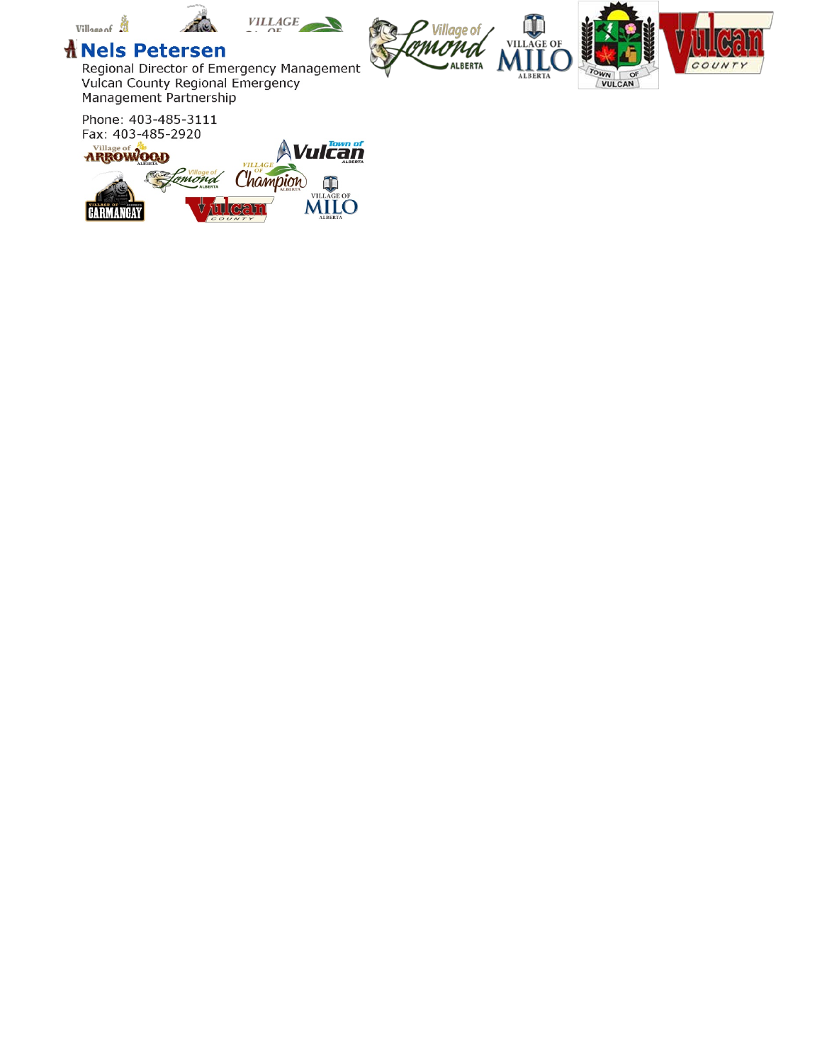**Nels Petersen**

Regional Director of Emergency Management
Vulcan County Regional Emergency
Management Partnership

Phone: 403-485-3111
Fax: 403-485-2920